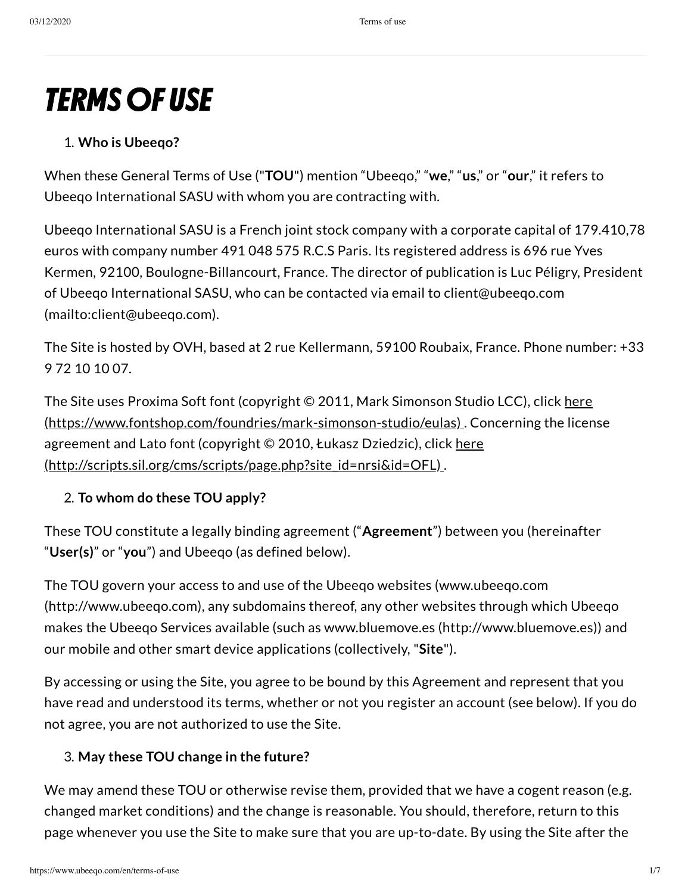# TERMS OF USE

1. **Who is Ubeeqo?**

When these General Terms of Use ("**TOU**") mention “Ubeeqo,” “**we**,” “**us**,” or “**our**,” it refers to Ubeeqo International SASU with whom you are contracting with.

Ubeeqo International SASU is a French joint stock company with a corporate capital of 179.410,78 euros with company number 491 048 575 R.C.S Paris. Its registered address is 696 rue Yves Kermen, 92100, Boulogne-Billancourt, France. The director of publication is Luc Péligry, President of Ubeeqo International SASU, who can be contacted via email to client@ubeeqo.com (mailto:client@ubeeqo.com).

The Site is hosted by OVH, based at 2 rue Kellermann, 59100 Roubaix, France. Phone number: +33 9 72 10 10 07.

The Site uses Proxima Soft font (copyright © 2011, Mark Simonson Studio LCC), click [here (https://www.fontshop.com/foundries/mark-simonson-studio/eulas)](https://www.fontshop.com/foundries/mark-simonson-studio/eulas) . Concerning the license agreement and Lato font (copyright © 2010, Łukasz Dziedzic), click [here (http://scripts.sil.org/cms/scripts/page.php?site_id=nrsi&id=OFL)](http://scripts.sil.org/cms/scripts/page.php?site_id=nrsi&id=OFL) .

2. **To whom do these TOU apply?**

These TOU constitute a legally binding agreement (“**Agreement**”) between you (hereinafter “**User(s)**” or “**you**”) and Ubeeqo (as defined below).

The TOU govern your access to and use of the Ubeeqo websites (www.ubeeqo.com (http://www.ubeeqo.com), any subdomains thereof, any other websites through which Ubeeqo makes the Ubeeqo Services available (such as www.bluemove.es (http://www.bluemove.es)) and our mobile and other smart device applications (collectively, "**Site**").

By accessing or using the Site, you agree to be bound by this Agreement and represent that you have read and understood its terms, whether or not you register an account (see below). If you do not agree, you are not authorized to use the Site.

3. **May these TOU change in the future?**

We may amend these TOU or otherwise revise them, provided that we have a cogent reason (e.g. changed market conditions) and the change is reasonable. You should, therefore, return to this page whenever you use the Site to make sure that you are up-to-date. By using the Site after the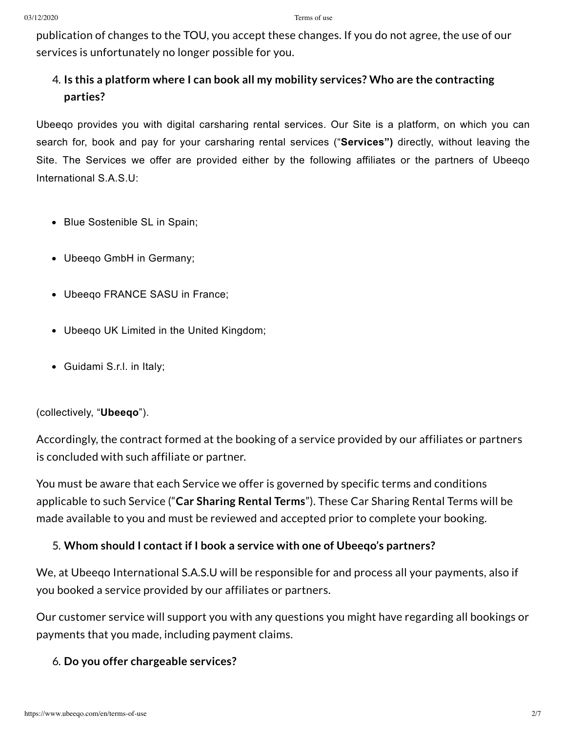publication of changes to the TOU, you accept these changes. If you do not agree, the use of our services is unfortunately no longer possible for you.

4. **Is this a platform where I can book all my mobility services? Who are the contracting parties?**

Ubeeqo provides you with digital carsharing rental services. Our Site is a platform, on which you can search for, book and pay for your carsharing rental services ("**Services")** directly, without leaving the Site. The Services we offer are provided either by the following affiliates or the partners of Ubeeqo International S.A.S.U:

- Blue Sostenible SL in Spain;
- Ubeeqo GmbH in Germany;
- Ubeeqo FRANCE SASU in France;
- Ubeeqo UK Limited in the United Kingdom;
- Guidami S.r.l. in Italy;

(collectively, "**Ubeeqo**").

Accordingly, the contract formed at the booking of a service provided by our affiliates or partners is concluded with such affiliate or partner.

You must be aware that each Service we offer is governed by specific terms and conditions applicable to such Service ("**Car Sharing Rental Terms**"). These Car Sharing Rental Terms will be made available to you and must be reviewed and accepted prior to complete your booking.

5. **Whom should I contact if I book a service with one of Ubeeqo's partners?**

We, at Ubeeqo International S.A.S.U will be responsible for and process all your payments, also if you booked a service provided by our affiliates or partners.

Our customer service will support you with any questions you might have regarding all bookings or payments that you made, including payment claims.

6. **Do you offer chargeable services?**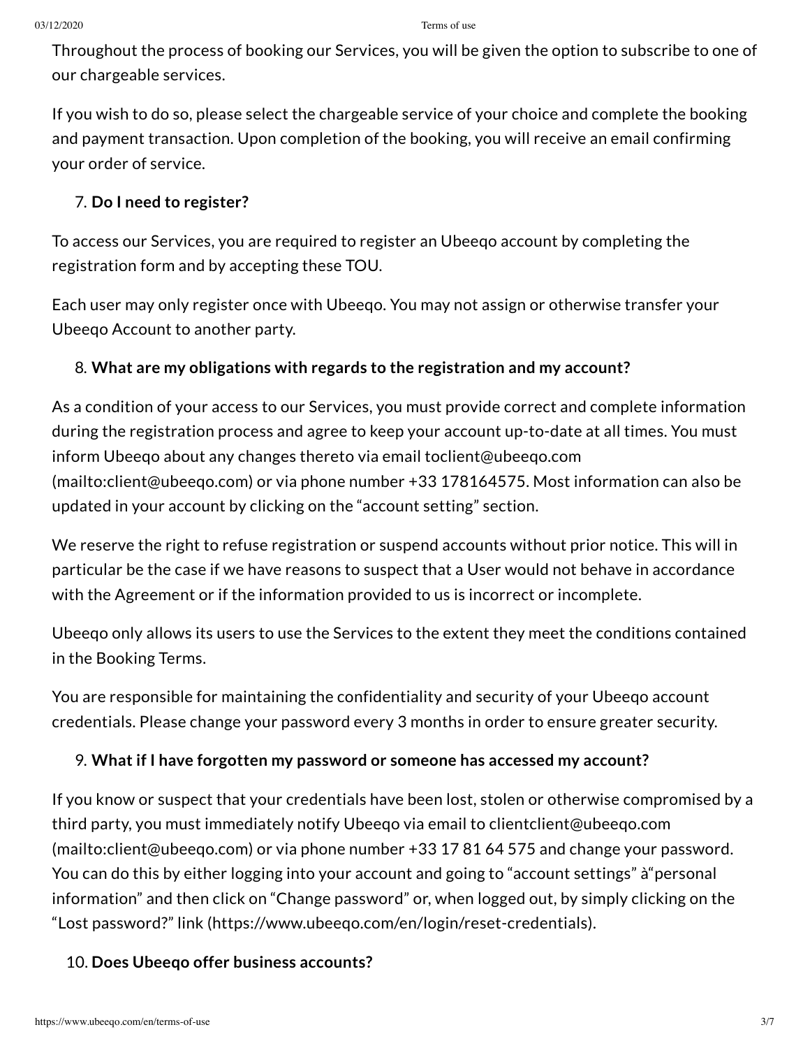Throughout the process of booking our Services, you will be given the option to subscribe to one of our chargeable services.

If you wish to do so, please select the chargeable service of your choice and complete the booking and payment transaction. Upon completion of the booking, you will receive an email confirming your order of service.

7. **Do I need to register?**

To access our Services, you are required to register an Ubeeqo account by completing the registration form and by accepting these TOU.

Each user may only register once with Ubeeqo. You may not assign or otherwise transfer your Ubeeqo Account to another party.

8. **What are my obligations with regards to the registration and my account?**

As a condition of your access to our Services, you must provide correct and complete information during the registration process and agree to keep your account up-to-date at all times. You must inform Ubeeqo about any changes thereto via email toclient@ubeeqo.com (mailto:client@ubeeqo.com) or via phone number +33 178164575. Most information can also be updated in your account by clicking on the "account setting" section.

We reserve the right to refuse registration or suspend accounts without prior notice. This will in particular be the case if we have reasons to suspect that a User would not behave in accordance with the Agreement or if the information provided to us is incorrect or incomplete.

Ubeeqo only allows its users to use the Services to the extent they meet the conditions contained in the Booking Terms.

You are responsible for maintaining the confidentiality and security of your Ubeeqo account credentials. Please change your password every 3 months in order to ensure greater security.

9. **What if I have forgotten my password or someone has accessed my account?**

If you know or suspect that your credentials have been lost, stolen or otherwise compromised by a third party, you must immediately notify Ubeeqo via email to clientclient@ubeeqo.com (mailto:client@ubeeqo.com) or via phone number +33 17 81 64 575 and change your password. You can do this by either logging into your account and going to "account settings" à"personal information" and then click on "Change password" or, when logged out, by simply clicking on the "Lost password?" link (https://www.ubeeqo.com/en/login/reset-credentials).

10. **Does Ubeeqo offer business accounts?**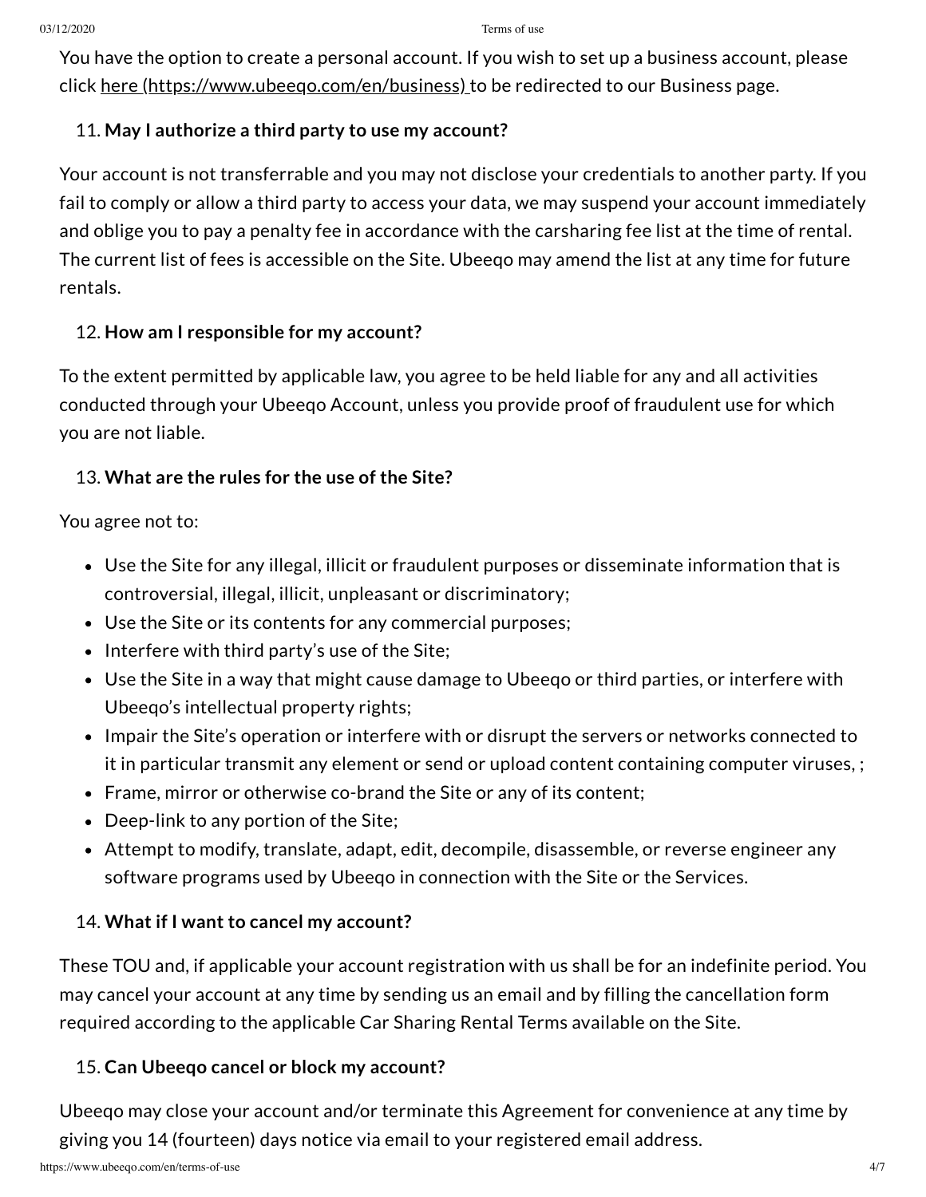You have the option to create a personal account. If you wish to set up a business account, please click [here (https://www.ubeeqo.com/en/business)](https://www.ubeeqo.com/en/business) to be redirected to our Business page.

11. **May I authorize a third party to use my account?**

Your account is not transferrable and you may not disclose your credentials to another party. If you fail to comply or allow a third party to access your data, we may suspend your account immediately and oblige you to pay a penalty fee in accordance with the carsharing fee list at the time of rental. The current list of fees is accessible on the Site. Ubeeqo may amend the list at any time for future rentals.

12. **How am I responsible for my account?**

To the extent permitted by applicable law, you agree to be held liable for any and all activities conducted through your Ubeeqo Account, unless you provide proof of fraudulent use for which you are not liable.

13. **What are the rules for the use of the Site?**

You agree not to:

- Use the Site for any illegal, illicit or fraudulent purposes or disseminate information that is controversial, illegal, illicit, unpleasant or discriminatory;
- Use the Site or its contents for any commercial purposes;
- Interfere with third party's use of the Site;
- Use the Site in a way that might cause damage to Ubeeqo or third parties, or interfere with Ubeeqo's intellectual property rights;
- Impair the Site's operation or interfere with or disrupt the servers or networks connected to it in particular transmit any element or send or upload content containing computer viruses, ;
- Frame, mirror or otherwise co-brand the Site or any of its content;
- Deep-link to any portion of the Site;
- Attempt to modify, translate, adapt, edit, decompile, disassemble, or reverse engineer any software programs used by Ubeeqo in connection with the Site or the Services.

14. **What if I want to cancel my account?**

These TOU and, if applicable your account registration with us shall be for an indefinite period. You may cancel your account at any time by sending us an email and by filling the cancellation form required according to the applicable Car Sharing Rental Terms available on the Site.

15. **Can Ubeeqo cancel or block my account?**

Ubeeqo may close your account and/or terminate this Agreement for convenience at any time by giving you 14 (fourteen) days notice via email to your registered email address.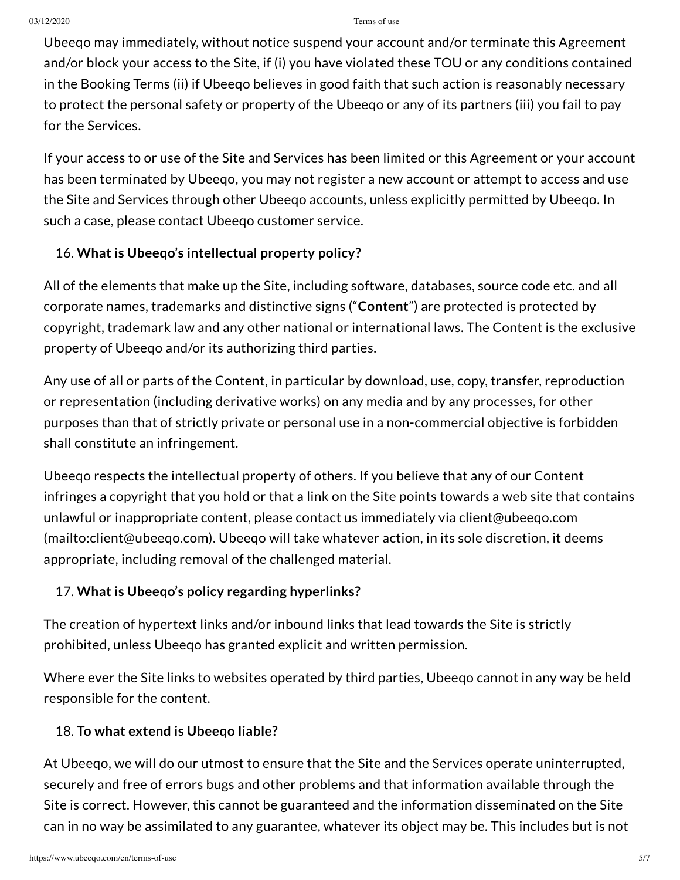Ubeeqo may immediately, without notice suspend your account and/or terminate this Agreement and/or block your access to the Site, if (i) you have violated these TOU or any conditions contained in the Booking Terms (ii) if Ubeeqo believes in good faith that such action is reasonably necessary to protect the personal safety or property of the Ubeeqo or any of its partners (iii) you fail to pay for the Services.

If your access to or use of the Site and Services has been limited or this Agreement or your account has been terminated by Ubeeqo, you may not register a new account or attempt to access and use the Site and Services through other Ubeeqo accounts, unless explicitly permitted by Ubeeqo. In such a case, please contact Ubeeqo customer service.

16. **What is Ubeeqo's intellectual property policy?**

All of the elements that make up the Site, including software, databases, source code etc. and all corporate names, trademarks and distinctive signs ("**Content**") are protected is protected by copyright, trademark law and any other national or international laws. The Content is the exclusive property of Ubeeqo and/or its authorizing third parties.

Any use of all or parts of the Content, in particular by download, use, copy, transfer, reproduction or representation (including derivative works) on any media and by any processes, for other purposes than that of strictly private or personal use in a non-commercial objective is forbidden shall constitute an infringement.

Ubeeqo respects the intellectual property of others. If you believe that any of our Content infringes a copyright that you hold or that a link on the Site points towards a web site that contains unlawful or inappropriate content, please contact us immediately via client@ubeeqo.com (mailto:client@ubeeqo.com). Ubeeqo will take whatever action, in its sole discretion, it deems appropriate, including removal of the challenged material.

17. **What is Ubeeqo's policy regarding hyperlinks?**

The creation of hypertext links and/or inbound links that lead towards the Site is strictly prohibited, unless Ubeeqo has granted explicit and written permission.

Where ever the Site links to websites operated by third parties, Ubeeqo cannot in any way be held responsible for the content.

18. **To what extend is Ubeeqo liable?**

At Ubeeqo, we will do our utmost to ensure that the Site and the Services operate uninterrupted, securely and free of errors bugs and other problems and that information available through the Site is correct. However, this cannot be guaranteed and the information disseminated on the Site can in no way be assimilated to any guarantee, whatever its object may be. This includes but is not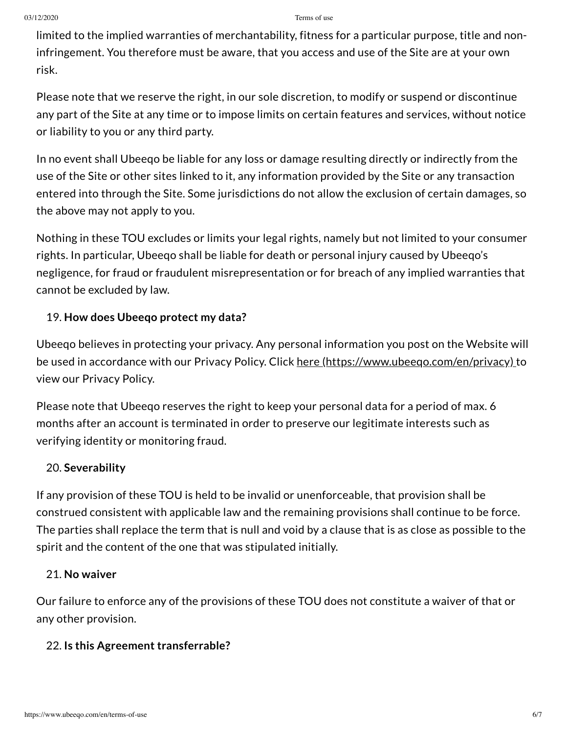limited to the implied warranties of merchantability, fitness for a particular purpose, title and non-infringement. You therefore must be aware, that you access and use of the Site are at your own risk.

Please note that we reserve the right, in our sole discretion, to modify or suspend or discontinue any part of the Site at any time or to impose limits on certain features and services, without notice or liability to you or any third party.

In no event shall Ubeeqo be liable for any loss or damage resulting directly or indirectly from the use of the Site or other sites linked to it, any information provided by the Site or any transaction entered into through the Site. Some jurisdictions do not allow the exclusion of certain damages, so the above may not apply to you.

Nothing in these TOU excludes or limits your legal rights, namely but not limited to your consumer rights. In particular, Ubeeqo shall be liable for death or personal injury caused by Ubeeqo's negligence, for fraud or fraudulent misrepresentation or for breach of any implied warranties that cannot be excluded by law.

19. **How does Ubeeqo protect my data?**

Ubeeqo believes in protecting your privacy. Any personal information you post on the Website will be used in accordance with our Privacy Policy. Click [here (https://www.ubeeqo.com/en/privacy)](https://www.ubeeqo.com/en/privacy) to view our Privacy Policy.

Please note that Ubeeqo reserves the right to keep your personal data for a period of max. 6 months after an account is terminated in order to preserve our legitimate interests such as verifying identity or monitoring fraud.

20. **Severability**

If any provision of these TOU is held to be invalid or unenforceable, that provision shall be construed consistent with applicable law and the remaining provisions shall continue to be force. The parties shall replace the term that is null and void by a clause that is as close as possible to the spirit and the content of the one that was stipulated initially.

21. **No waiver**

Our failure to enforce any of the provisions of these TOU does not constitute a waiver of that or any other provision.

22. **Is this Agreement transferrable?**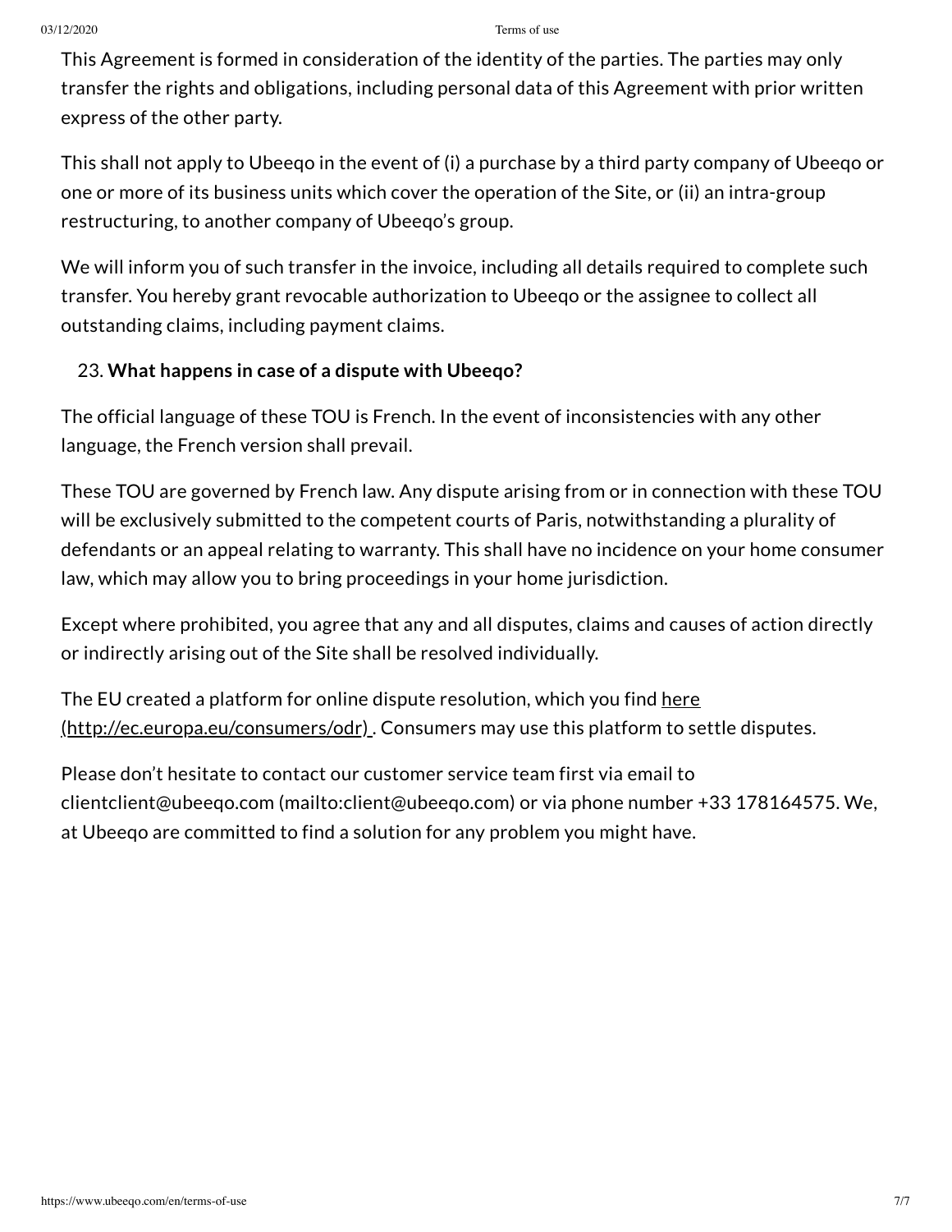This Agreement is formed in consideration of the identity of the parties. The parties may only transfer the rights and obligations, including personal data of this Agreement with prior written express of the other party.

This shall not apply to Ubeeqo in the event of (i) a purchase by a third party company of Ubeeqo or one or more of its business units which cover the operation of the Site, or (ii) an intra-group restructuring, to another company of Ubeeqo's group.

We will inform you of such transfer in the invoice, including all details required to complete such transfer. You hereby grant revocable authorization to Ubeeqo or the assignee to collect all outstanding claims, including payment claims.

23. **What happens in case of a dispute with Ubeeqo?**

The official language of these TOU is French. In the event of inconsistencies with any other language, the French version shall prevail.

These TOU are governed by French law. Any dispute arising from or in connection with these TOU will be exclusively submitted to the competent courts of Paris, notwithstanding a plurality of defendants or an appeal relating to warranty. This shall have no incidence on your home consumer law, which may allow you to bring proceedings in your home jurisdiction.

Except where prohibited, you agree that any and all disputes, claims and causes of action directly or indirectly arising out of the Site shall be resolved individually.

The EU created a platform for online dispute resolution, which you find here (http://ec.europa.eu/consumers/odr) . Consumers may use this platform to settle disputes.

Please don't hesitate to contact our customer service team first via email to clientclient@ubeeqo.com (mailto:client@ubeeqo.com) or via phone number +33 178164575. We, at Ubeeqo are committed to find a solution for any problem you might have.